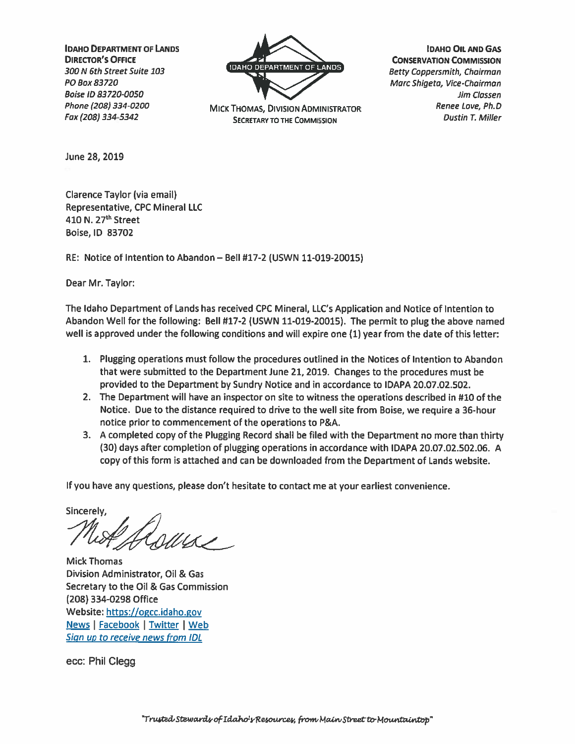**IDAHO DEPARTMENT OF LANDS**
**DIRECTOR'S OFFICE**
*300 N 6th Street Suite 103*
*PO Box 83720*
*Boise ID 83720-0050*
*Phone (208) 334-0200*
*Fax (208) 334-5342*

IDAHO DEPARTMENT OF LANDS

MICK THOMAS, DIVISION ADMINISTRATOR
SECRETARY TO THE COMMISSION

**IDAHO OIL AND GAS CONSERVATION COMMISSION**
*Betty Coppersmith, Chairman*
*Marc Shigeta, Vice-Chairman*
*Jim Classen*
*Renee Love, Ph.D*
*Dustin T. Miller*

June 28, 2019

Clarence Taylor (via email)
Representative, CPC Mineral LLC
410 N. 27th Street
Boise, ID 83702

RE: Notice of Intention to Abandon – Bell #17-2 (USWN 11-019-20015)

Dear Mr. Taylor:

The Idaho Department of Lands has received CPC Mineral, LLC's Application and Notice of Intention to Abandon Well for the following: Bell #17-2 (USWN 11-019-20015). The permit to plug the above named well is approved under the following conditions and will expire one (1) year from the date of this letter:

1. Plugging operations must follow the procedures outlined in the Notices of Intention to Abandon that were submitted to the Department June 21, 2019. Changes to the procedures must be provided to the Department by Sundry Notice and in accordance to IDAPA 20.07.02.502.
2. The Department will have an inspector on site to witness the operations described in #10 of the Notice. Due to the distance required to drive to the well site from Boise, we require a 36-hour notice prior to commencement of the operations to P&A.
3. A completed copy of the Plugging Record shall be filed with the Department no more than thirty (30) days after completion of plugging operations in accordance with IDAPA 20.07.02.502.06. A copy of this form is attached and can be downloaded from the Department of Lands website.

If you have any questions, please don't hesitate to contact me at your earliest convenience.

Sincerely,

Mick Thomas
Division Administrator, Oil & Gas
Secretary to the Oil & Gas Commission
(208) 334-0298 Office
Website: https://ogcc.idaho.gov
News | Facebook | Twitter | Web
*Sign up to receive news from IDL*

ecc: Phil Clegg

*"Trusted Stewards of Idaho's Resources, from Main Street to Mountaintop"*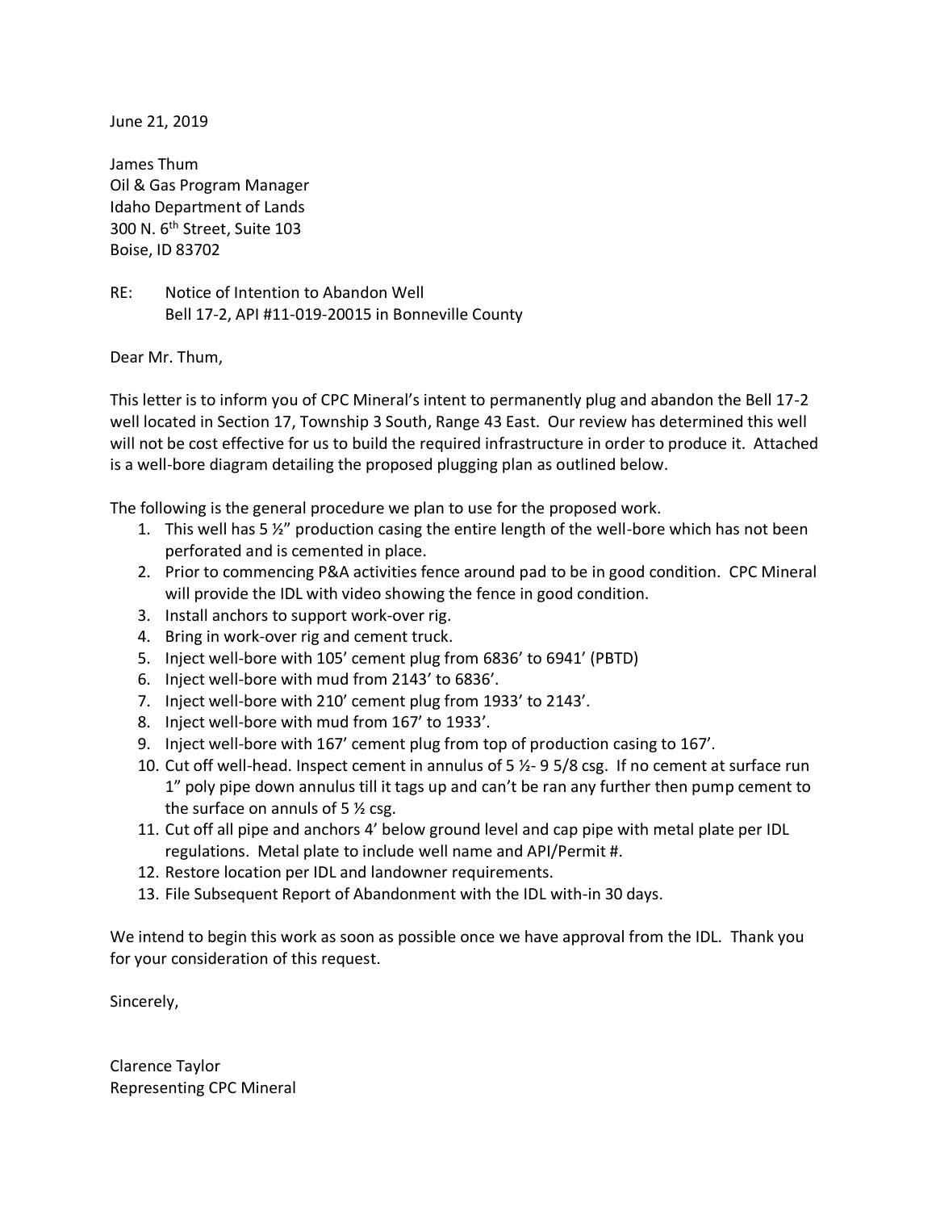June 21, 2019

James Thum
Oil & Gas Program Manager
Idaho Department of Lands
300 N. 6th Street, Suite 103
Boise, ID 83702

RE: Notice of Intention to Abandon Well
Bell 17-2, API #11-019-20015 in Bonneville County

Dear Mr. Thum,

This letter is to inform you of CPC Mineral's intent to permanently plug and abandon the Bell 17-2 well located in Section 17, Township 3 South, Range 43 East. Our review has determined this well will not be cost effective for us to build the required infrastructure in order to produce it. Attached is a well-bore diagram detailing the proposed plugging plan as outlined below.

The following is the general procedure we plan to use for the proposed work.

1. This well has 5 ½" production casing the entire length of the well-bore which has not been perforated and is cemented in place.
2. Prior to commencing P&A activities fence around pad to be in good condition. CPC Mineral will provide the IDL with video showing the fence in good condition.
3. Install anchors to support work-over rig.
4. Bring in work-over rig and cement truck.
5. Inject well-bore with 105' cement plug from 6836' to 6941' (PBTD)
6. Inject well-bore with mud from 2143' to 6836'.
7. Inject well-bore with 210' cement plug from 1933' to 2143'.
8. Inject well-bore with mud from 167' to 1933'.
9. Inject well-bore with 167' cement plug from top of production casing to 167'.
10. Cut off well-head. Inspect cement in annulus of 5 ½- 9 5/8 csg. If no cement at surface run 1" poly pipe down annulus till it tags up and can't be ran any further then pump cement to the surface on annuls of 5 ½ csg.
11. Cut off all pipe and anchors 4' below ground level and cap pipe with metal plate per IDL regulations. Metal plate to include well name and API/Permit #.
12. Restore location per IDL and landowner requirements.
13. File Subsequent Report of Abandonment with the IDL with-in 30 days.

We intend to begin this work as soon as possible once we have approval from the IDL. Thank you for your consideration of this request.

Sincerely,

Clarence Taylor
Representing CPC Mineral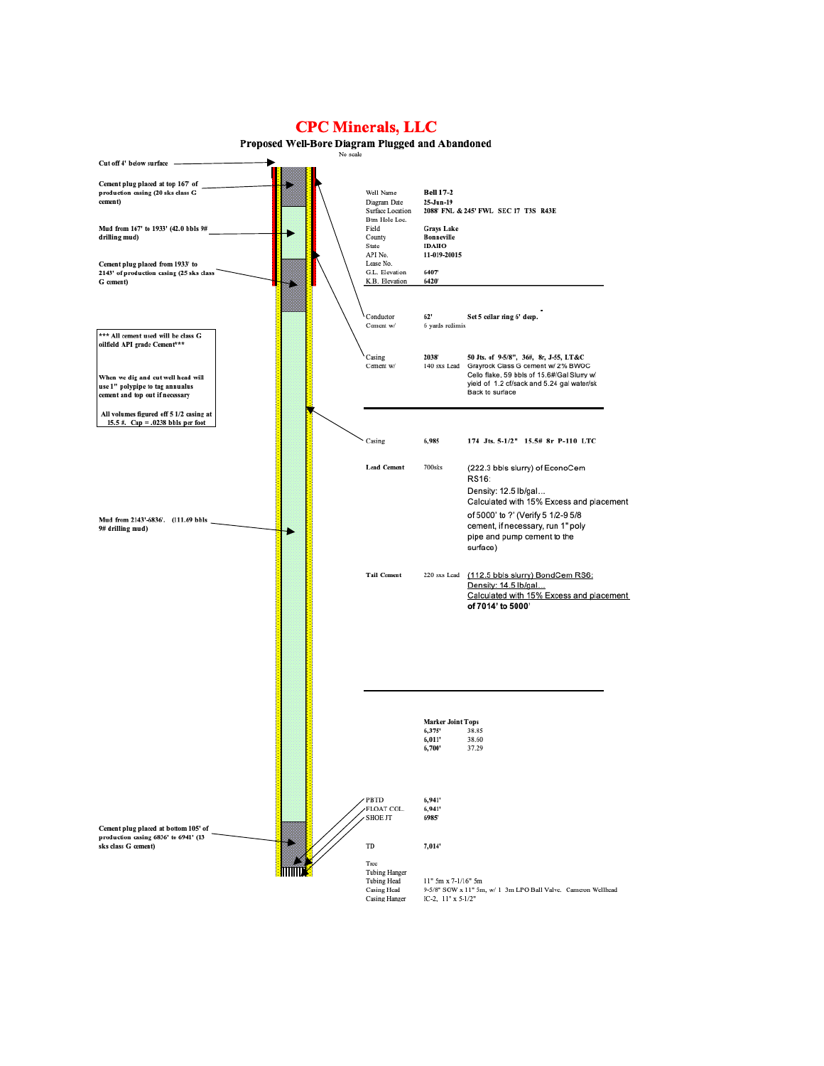# CPC Minerals, LLC

## Proposed Well-Bore Diagram Plugged and Abandoned

No scale

Cut off 4' below surface

Cement plug placed at top 167' of production casing (20 sks class G cement)

Mud from 167' to 1933' (42.0 bbls 9# drilling mud)

Cement plug placed from 1933' to 2143' of production casing (25 sks class G cement)

*** All cement used will be class G oilfield API grade Cement***

When we dig and cut well head will use 1" polypipe to tag annulaus cement and top out if necessary

All volumes figured off 5 1/2 casing at 15.5 #. Cap = .0238 bbls per foot

Mud from 2143'-6836'. (111.69 bbls 9# drilling mud)

Cement plug placed at bottom 105' of production casing 6836' to 6941' (13 sks class G cement)

| | |
|---|---|
| Well Name | Bell 17-2 |
| Diagram Date | 25-Jun-19 |
| Surface Location | 2088' FNL & 245' FWL SEC 17 T3S R43E |
| Btm Hole Loc. | |
| Field | Grays Lake |
| County | Bonneville |
| State | IDAHO |
| API No. | 11-019-20015 |
| Lease No. | |
| G.L. Elevation | 6407' |
| K.B. Elevation | 6420' |

| | | | |
|---|---|---|---|
| Conductor | 62' | | Set 5 cellar ring 6' deep. |
| Cement w/ | 6 yards redimix | | |
| Casing | 2038' | | 50 Jts. of 9-5/8", 36#, 8r, J-55, LT&C |
| Cement w/ | 140 sxs Lead | | Grayrock Class G cement w/ 2% BWOC Cello flake, 59 bbls of 15.6#/Gal Slurry w/ yield of 1.2 cf/sack and 5.24 gal water/sk Back to surface |
| Casing | 6,985 | | 174 Jts. 5-1/2" 15.5# 8r P-110 LTC |
| Lead Cement | 700sks | | (222.3 bbls slurry) of EconoCem RS16: Density: 12.5 lb/gal... Calculated with 15% Excess and placement of 5000' to ?' (Verify 5 1/2-9 5/8 cement, if necessary, run 1" poly pipe and pump cement to the surface) |
| Tail Cement | 220 sxs Lead | | (112.5 bbls slurry) BondCem RS6: Density: 14.5 lb/gal... Calculated with 15% Excess and placement **of 7014' to 5000'** |

**Marker Joint Tops**

| | |
|---|---|
| 6,375' | 38.85 |
| 6,011' | 38.60 |
| 6,700' | 37.29 |

| | |
|---|---|
| PBTD | 6,941' |
| FLOAT COL. | 6,941' |
| SHOE JT | 6985' |
| TD | 7,014' |

| | |
|---|---|
| Tree | |
| Tubing Hanger | |
| Tubing Head | 11" 5m x 7-1/16" 5m |
| Casing Head | 9-5/8" SOW x 11" 5m, w/ 1 3m LPO Ball Valve. Cameron Wellhead |
| Casing Hanger | IC-2, 11" x 5-1/2" |